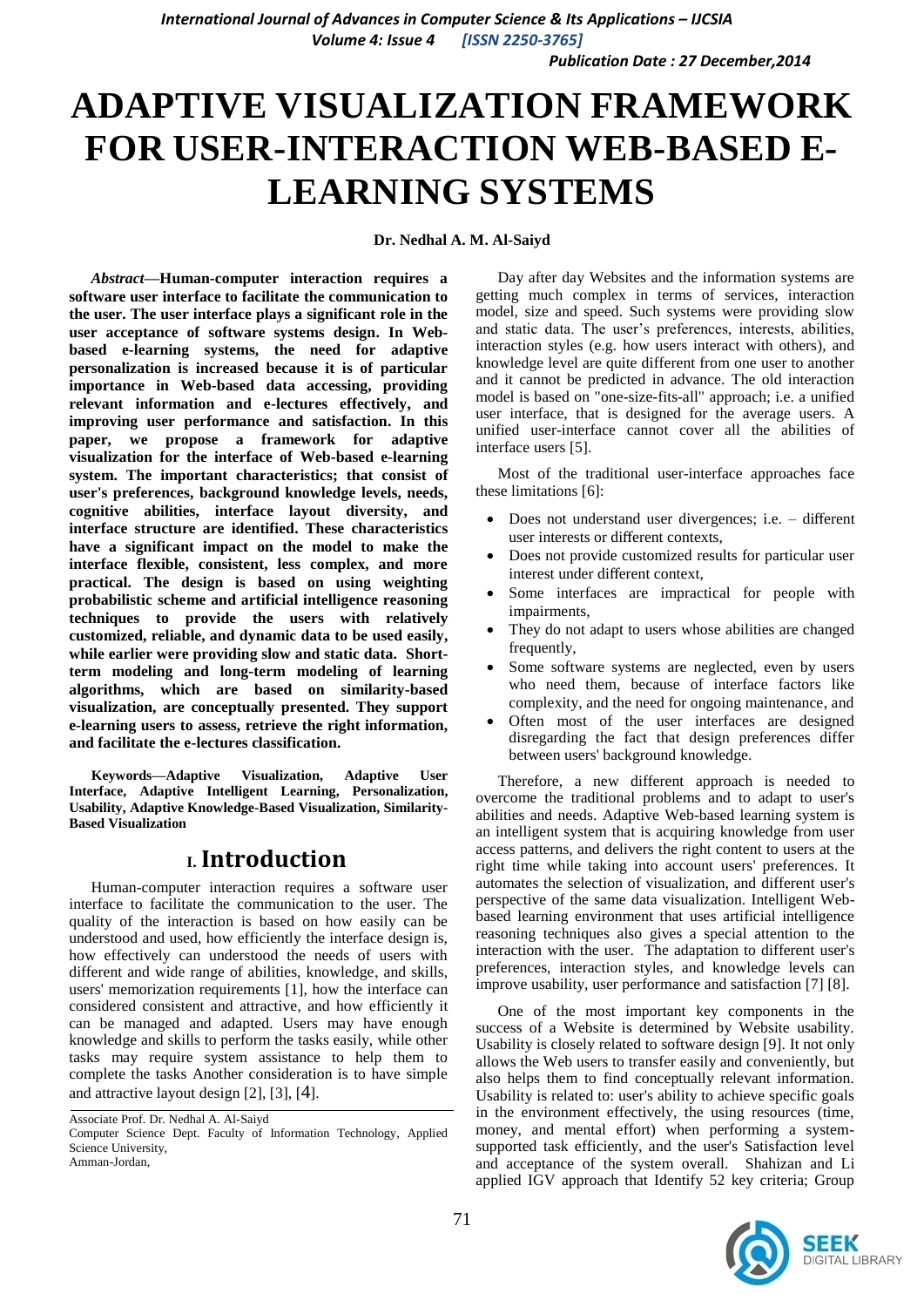# ADAPTIVE VISUALIZATION FRAMEWORK FOR USER-INTERACTION WEB-BASED E-LEARNING SYSTEMS

**Dr. Nedhal A. M. Al-Saiyd**

***Abstract*—Human-computer interaction requires a software user interface to facilitate the communication to the user. The user interface plays a significant role in the user acceptance of software systems design. In Web-based e-learning systems, the need for adaptive personalization is increased because it is of particular importance in Web-based data accessing, providing relevant information and e-lectures effectively, and improving user performance and satisfaction. In this paper, we propose a framework for adaptive visualization for the interface of Web-based e-learning system. The important characteristics; that consist of user's preferences, background knowledge levels, needs, cognitive abilities, interface layout diversity, and interface structure are identified. These characteristics have a significant impact on the model to make the interface flexible, consistent, less complex, and more practical. The design is based on using weighting probabilistic scheme and artificial intelligence reasoning techniques to provide the users with relatively customized, reliable, and dynamic data to be used easily, while earlier were providing slow and static data. Short-term modeling and long-term modeling of learning algorithms, which are based on similarity-based visualization, are conceptually presented. They support e-learning users to assess, retrieve the right information, and facilitate the e-lectures classification.**

**Keywords—Adaptive Visualization, Adaptive User Interface, Adaptive Intelligent Learning, Personalization, Usability, Adaptive Knowledge-Based Visualization, Similarity-Based Visualization**

## I. Introduction

Human-computer interaction requires a software user interface to facilitate the communication to the user. The quality of the interaction is based on how easily can be understood and used, how efficiently the interface design is, how effectively can understood the needs of users with different and wide range of abilities, knowledge, and skills, users' memorization requirements [1], how the interface can considered consistent and attractive, and how efficiently it can be managed and adapted. Users may have enough knowledge and skills to perform the tasks easily, while other tasks may require system assistance to help them to complete the tasks Another consideration is to have simple and attractive layout design [2], [3], [4].

Associate Prof. Dr. Nedhal A. Al-Saiyd
Computer Science Dept. Faculty of Information Technology, Applied Science University,
Amman-Jordan,

Day after day Websites and the information systems are getting much complex in terms of services, interaction model, size and speed. Such systems were providing slow and static data. The user's preferences, interests, abilities, interaction styles (e.g. how users interact with others), and knowledge level are quite different from one user to another and it cannot be predicted in advance. The old interaction model is based on "one-size-fits-all" approach; i.e. a unified user interface, that is designed for the average users. A unified user-interface cannot cover all the abilities of interface users [5].

Most of the traditional user-interface approaches face these limitations [6]:

- Does not understand user divergences; i.e. – different user interests or different contexts,
- Does not provide customized results for particular user interest under different context,
- Some interfaces are impractical for people with impairments,
- They do not adapt to users whose abilities are changed frequently,
- Some software systems are neglected, even by users who need them, because of interface factors like complexity, and the need for ongoing maintenance, and
- Often most of the user interfaces are designed disregarding the fact that design preferences differ between users' background knowledge.

Therefore, a new different approach is needed to overcome the traditional problems and to adapt to user's abilities and needs. Adaptive Web-based learning system is an intelligent system that is acquiring knowledge from user access patterns, and delivers the right content to users at the right time while taking into account users' preferences. It automates the selection of visualization, and different user's perspective of the same data visualization. Intelligent Web-based learning environment that uses artificial intelligence reasoning techniques also gives a special attention to the interaction with the user. The adaptation to different user's preferences, interaction styles, and knowledge levels can improve usability, user performance and satisfaction [7] [8].

One of the most important key components in the success of a Website is determined by Website usability. Usability is closely related to software design [9]. It not only allows the Web users to transfer easily and conveniently, but also helps them to find conceptually relevant information. Usability is related to: user's ability to achieve specific goals in the environment effectively, the using resources (time, money, and mental effort) when performing a system-supported task efficiently, and the user's Satisfaction level and acceptance of the system overall. Shahizan and Li applied IGV approach that Identify 52 key criteria; Group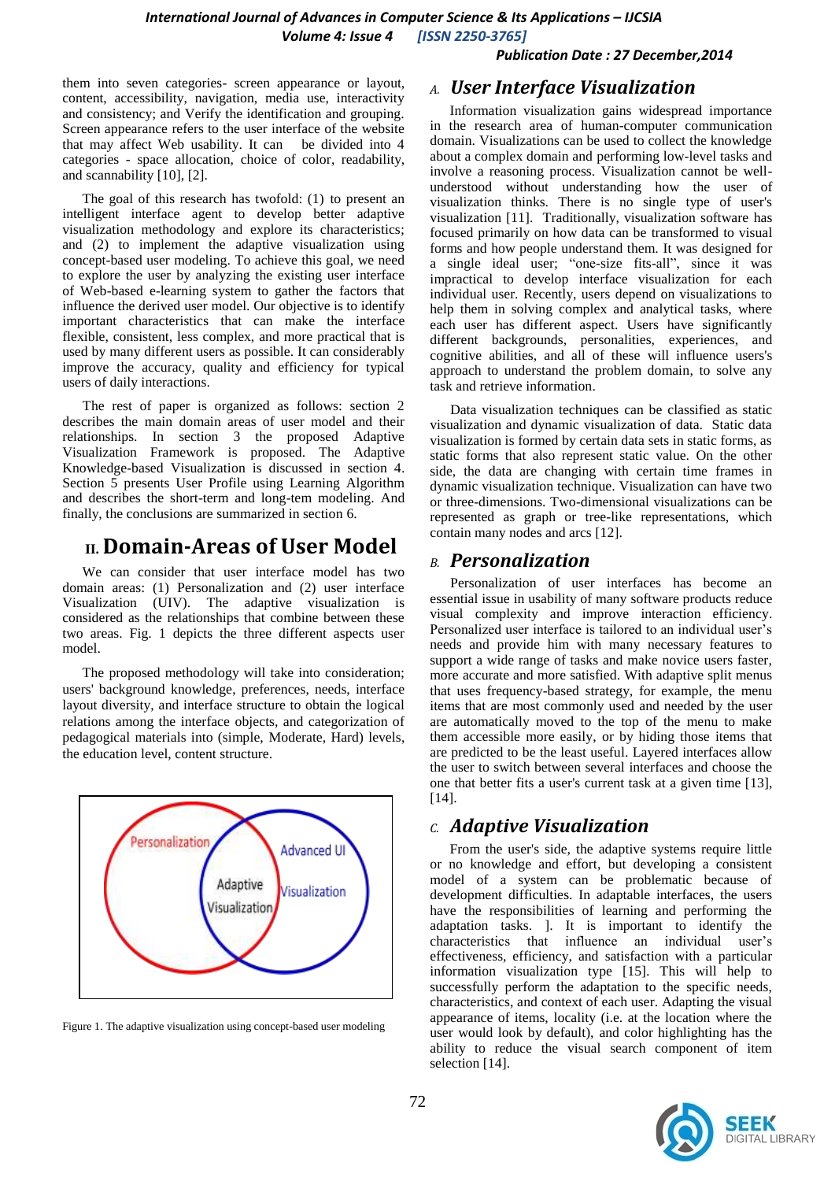them into seven categories- screen appearance or layout, content, accessibility, navigation, media use, interactivity and consistency; and Verify the identification and grouping. Screen appearance refers to the user interface of the website that may affect Web usability. It can be divided into 4 categories - space allocation, choice of color, readability, and scannability [10], [2].

The goal of this research has twofold: (1) to present an intelligent interface agent to develop better adaptive visualization methodology and explore its characteristics; and (2) to implement the adaptive visualization using concept-based user modeling. To achieve this goal, we need to explore the user by analyzing the existing user interface of Web-based e-learning system to gather the factors that influence the derived user model. Our objective is to identify important characteristics that can make the interface flexible, consistent, less complex, and more practical that is used by many different users as possible. It can considerably improve the accuracy, quality and efficiency for typical users of daily interactions.

The rest of paper is organized as follows: section 2 describes the main domain areas of user model and their relationships. In section 3 the proposed Adaptive Visualization Framework is proposed. The Adaptive Knowledge-based Visualization is discussed in section 4. Section 5 presents User Profile using Learning Algorithm and describes the short-term and long-tem modeling. And finally, the conclusions are summarized in section 6.

# II. Domain-Areas of User Model

We can consider that user interface model has two domain areas: (1) Personalization and (2) user interface Visualization (UIV). The adaptive visualization is considered as the relationships that combine between these two areas. Fig. 1 depicts the three different aspects user model.

The proposed methodology will take into consideration; users' background knowledge, preferences, needs, interface layout diversity, and interface structure to obtain the logical relations among the interface objects, and categorization of pedagogical materials into (simple, Moderate, Hard) levels, the education level, content structure.

Figure 1. The adaptive visualization using concept-based user modeling

## A. User Interface Visualization

Information visualization gains widespread importance in the research area of human-computer communication domain. Visualizations can be used to collect the knowledge about a complex domain and performing low-level tasks and involve a reasoning process. Visualization cannot be well-understood without understanding how the user of visualization thinks. There is no single type of user's visualization [11]. Traditionally, visualization software has focused primarily on how data can be transformed to visual forms and how people understand them. It was designed for a single ideal user; "one-size fits-all", since it was impractical to develop interface visualization for each individual user. Recently, users depend on visualizations to help them in solving complex and analytical tasks, where each user has different aspect. Users have significantly different backgrounds, personalities, experiences, and cognitive abilities, and all of these will influence users's approach to understand the problem domain, to solve any task and retrieve information.

Data visualization techniques can be classified as static visualization and dynamic visualization of data. Static data visualization is formed by certain data sets in static forms, as static forms that also represent static value. On the other side, the data are changing with certain time frames in dynamic visualization technique. Visualization can have two or three-dimensions. Two-dimensional visualizations can be represented as graph or tree-like representations, which contain many nodes and arcs [12].

## B. Personalization

Personalization of user interfaces has become an essential issue in usability of many software products reduce visual complexity and improve interaction efficiency. Personalized user interface is tailored to an individual user's needs and provide him with many necessary features to support a wide range of tasks and make novice users faster, more accurate and more satisfied. With adaptive split menus that uses frequency-based strategy, for example, the menu items that are most commonly used and needed by the user are automatically moved to the top of the menu to make them accessible more easily, or by hiding those items that are predicted to be the least useful. Layered interfaces allow the user to switch between several interfaces and choose the one that better fits a user's current task at a given time [13], [14].

## C. Adaptive Visualization

From the user's side, the adaptive systems require little or no knowledge and effort, but developing a consistent model of a system can be problematic because of development difficulties. In adaptable interfaces, the users have the responsibilities of learning and performing the adaptation tasks. ]. It is important to identify the characteristics that influence an individual user's effectiveness, efficiency, and satisfaction with a particular information visualization type [15]. This will help to successfully perform the adaptation to the specific needs, characteristics, and context of each user. Adapting the visual appearance of items, locality (i.e. at the location where the user would look by default), and color highlighting has the ability to reduce the visual search component of item selection [14].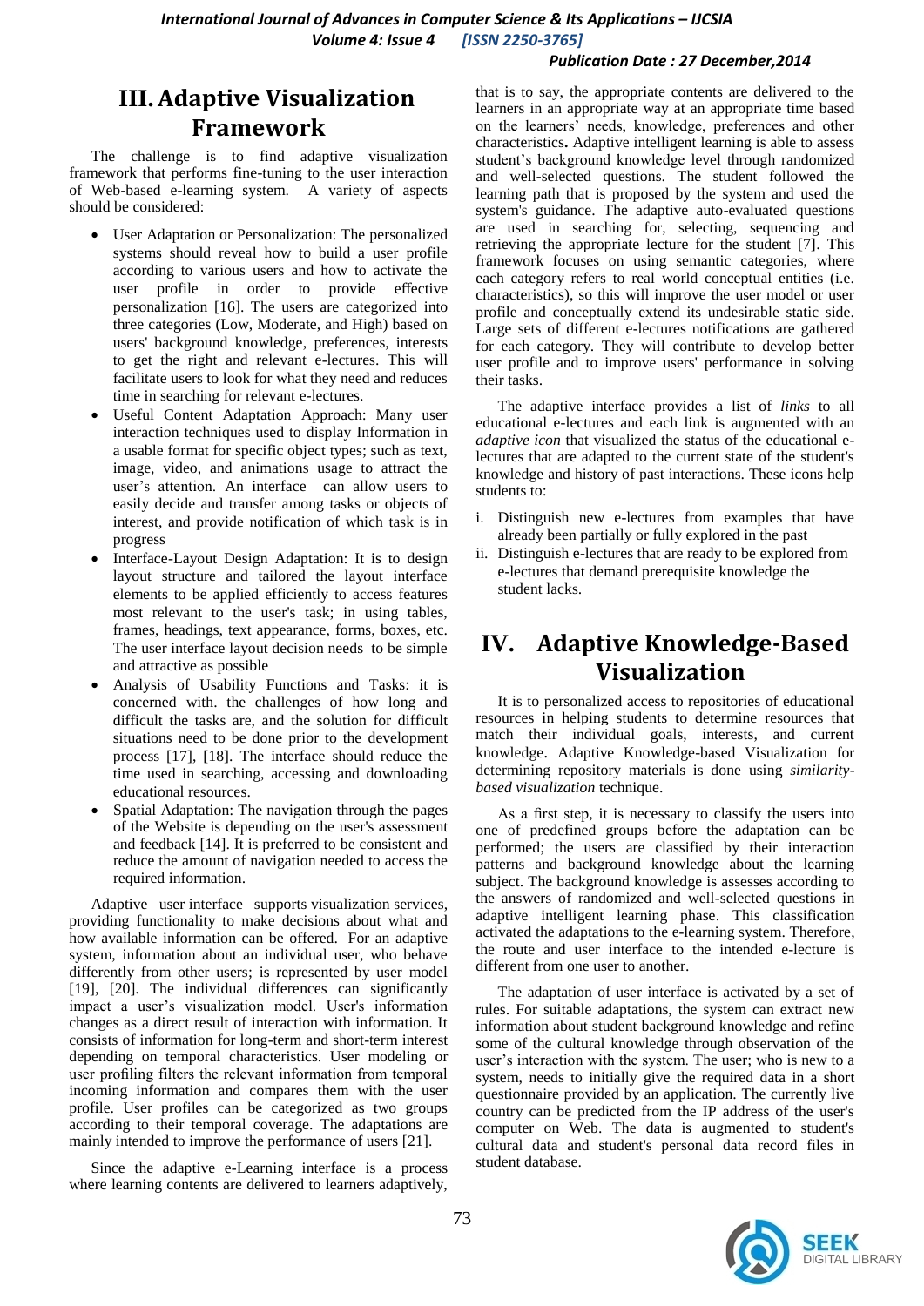## III. Adaptive Visualization Framework

The challenge is to find adaptive visualization framework that performs fine-tuning to the user interaction of Web-based e-learning system. A variety of aspects should be considered:

- User Adaptation or Personalization: The personalized systems should reveal how to build a user profile according to various users and how to activate the user profile in order to provide effective personalization [16]. The users are categorized into three categories (Low, Moderate, and High) based on users' background knowledge, preferences, interests to get the right and relevant e-lectures. This will facilitate users to look for what they need and reduces time in searching for relevant e-lectures.
- Useful Content Adaptation Approach: Many user interaction techniques used to display Information in a usable format for specific object types; such as text, image, video, and animations usage to attract the user's attention. An interface can allow users to easily decide and transfer among tasks or objects of interest, and provide notification of which task is in progress
- Interface-Layout Design Adaptation: It is to design layout structure and tailored the layout interface elements to be applied efficiently to access features most relevant to the user's task; in using tables, frames, headings, text appearance, forms, boxes, etc. The user interface layout decision needs to be simple and attractive as possible
- Analysis of Usability Functions and Tasks: it is concerned with. the challenges of how long and difficult the tasks are, and the solution for difficult situations need to be done prior to the development process [17], [18]. The interface should reduce the time used in searching, accessing and downloading educational resources.
- Spatial Adaptation: The navigation through the pages of the Website is depending on the user's assessment and feedback [14]. It is preferred to be consistent and reduce the amount of navigation needed to access the required information.

Adaptive user interface supports visualization services, providing functionality to make decisions about what and how available information can be offered. For an adaptive system, information about an individual user, who behave differently from other users; is represented by user model [19], [20]. The individual differences can significantly impact a user's visualization model. User's information changes as a direct result of interaction with information. It consists of information for long-term and short-term interest depending on temporal characteristics. User modeling or user profiling filters the relevant information from temporal incoming information and compares them with the user profile. User profiles can be categorized as two groups according to their temporal coverage. The adaptations are mainly intended to improve the performance of users [21].

Since the adaptive e-Learning interface is a process where learning contents are delivered to learners adaptively, that is to say, the appropriate contents are delivered to the learners in an appropriate way at an appropriate time based on the learners' needs, knowledge, preferences and other characteristics**.** Adaptive intelligent learning is able to assess student's background knowledge level through randomized and well-selected questions. The student followed the learning path that is proposed by the system and used the system's guidance. The adaptive auto-evaluated questions are used in searching for, selecting, sequencing and retrieving the appropriate lecture for the student [7]. This framework focuses on using semantic categories, where each category refers to real world conceptual entities (i.e. characteristics), so this will improve the user model or user profile and conceptually extend its undesirable static side. Large sets of different e-lectures notifications are gathered for each category. They will contribute to develop better user profile and to improve users' performance in solving their tasks.

The adaptive interface provides a list of *links* to all educational e-lectures and each link is augmented with an *adaptive icon* that visualized the status of the educational e-lectures that are adapted to the current state of the student's knowledge and history of past interactions. These icons help students to:

i. Distinguish new e-lectures from examples that have already been partially or fully explored in the past
ii. Distinguish e-lectures that are ready to be explored from e-lectures that demand prerequisite knowledge the student lacks.

## IV. Adaptive Knowledge-Based Visualization

It is to personalized access to repositories of educational resources in helping students to determine resources that match their individual goals, interests, and current knowledge. Adaptive Knowledge-based Visualization for determining repository materials is done using *similarity-based visualization* technique.

As a first step, it is necessary to classify the users into one of predefined groups before the adaptation can be performed; the users are classified by their interaction patterns and background knowledge about the learning subject. The background knowledge is assesses according to the answers of randomized and well-selected questions in adaptive intelligent learning phase. This classification activated the adaptations to the e-learning system. Therefore, the route and user interface to the intended e-lecture is different from one user to another.

The adaptation of user interface is activated by a set of rules. For suitable adaptations, the system can extract new information about student background knowledge and refine some of the cultural knowledge through observation of the user's interaction with the system. The user; who is new to a system, needs to initially give the required data in a short questionnaire provided by an application. The currently live country can be predicted from the IP address of the user's computer on Web. The data is augmented to student's cultural data and student's personal data record files in student database.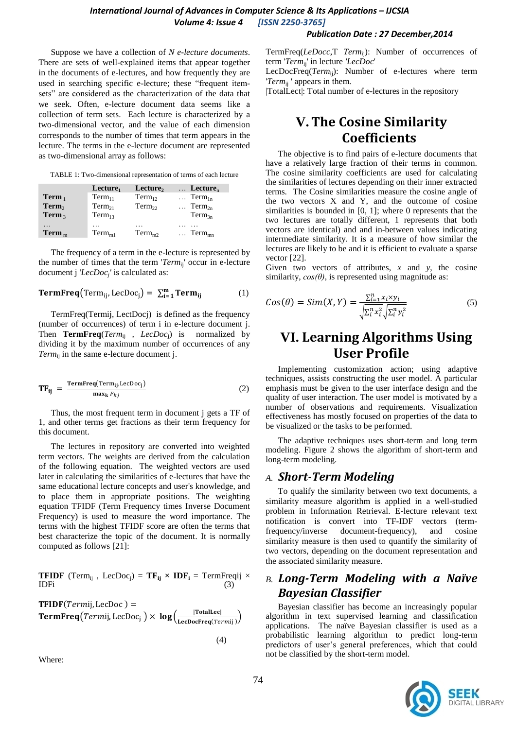Suppose we have a collection of *N e-lecture documents*. There are sets of well-explained items that appear together in the documents of e-lectures, and how frequently they are used in searching specific e-lecture; these "frequent item-sets" are considered as the characterization of the data that we seek. Often, e-lecture document data seems like a collection of term sets. Each lecture is characterized by a two-dimensional vector, and the value of each dimension corresponds to the number of times that term appears in the lecture. The terms in the e-lecture document are represented as two-dimensional array as follows:

TABLE 1: Two-dimensional representation of terms of each lecture

| | **Lecture$_1$** | **Lecture$_2$** | … **Lecture$_n$** |
|---|---|---|---|
| **Term$_1$** | Term$_{11}$ | Term$_{12}$ | … Term$_{1n}$ |
| **Term$_2$** | Term$_{21}$ | Term$_{22}$ | … Term$_{2n}$ |
| **Term$_3$** | Term$_{13}$ | | Term$_{3n}$ |
| … | … | … | … … |
| **Term$_m$** | Term$_{m1}$ | Term$_{m2}$ | … Term$_{mn}$ |

The frequency of a term in the e-lecture is represented by the number of times that the term '*Term*$_{ij}$' occur in e-lecture document j '*LecDoc$_j$*' is calculated as:

$$\mathbf{TermFreq}(\mathrm{Term}_{ij}, \mathrm{LecDoc}_j) = \sum_{i=1}^{m} \mathbf{Term}_{ij} \qquad (1)$$

TermFreq(Termij, LectDocj) is defined as the frequency (number of occurrences) of term i in e-lecture document j. Then **TermFreq**(*Term*$_{ij}$ , *LecDoc*$_j$) is normalized by dividing it by the maximum number of occurrences of any *Term*$_{ij}$ in the same e-lecture document j.

$$\mathbf{TF}_{ij} = \frac{\mathbf{TermFreq}(\mathrm{Term}_{ij}, \mathrm{LecDoc}_j)}{\mathbf{max}_k\, F_{kj}} \qquad (2)$$

Thus, the most frequent term in document j gets a TF of 1, and other terms get fractions as their term frequency for this document.

The lectures in repository are converted into weighted term vectors. The weights are derived from the calculation of the following equation. The weighted vectors are used later in calculating the similarities of e-lectures that have the same educational lecture concepts and user's knowledge, and to place them in appropriate positions. The weighting equation TFIDF (Term Frequency times Inverse Document Frequency) is used to measure the word importance. The terms with the highest TFIDF score are often the terms that best characterize the topic of the document. It is normally computed as follows [21]:

$$\mathbf{TFIDF}\ (\mathrm{Term}_{ij}\ ,\ \mathrm{LecDoc}_j) = \mathbf{TF}_{ij} \times \mathbf{IDF}_i = \mathrm{TermFreqij} \times \mathrm{IDFi} \qquad (3)$$

$$\mathbf{TFIDF}(Term\mathrm{ij}, \mathrm{LecDoc}\ ) = \mathbf{TermFreq}(Term\mathrm{ij}, \mathrm{LecDoc}_j\ ) \times \mathbf{log}\left(\frac{|\mathbf{TotalLec}|}{\mathbf{LecDocFreq}(Term\mathrm{ij}\ )}\right) \qquad (4)$$

Where:

TermFreq(*LeDocc*,T *Term*$_{ij}$): Number of occurrences of term '*Term*$_{ij}$' in lecture '*LecDoc*'

LecDocFreq(*Term*$_{ij}$): Number of e-lectures where term '*Term*$_{ij}$ ' appears in them.

|TotalLect|: Total number of e-lectures in the repository

# V. The Cosine Similarity Coefficients

The objective is to find pairs of e-lecture documents that have a relatively large fraction of their terms in common. The cosine similarity coefficients are used for calculating the similarities of lectures depending on their inner extracted terms. The Cosine similarities measure the cosine angle of the two vectors X and Y, and the outcome of cosine similarities is bounded in [0, 1]; where 0 represents that the two lectures are totally different, 1 represents that both vectors are identical) and and in-between values indicating intermediate similarity. It is a measure of how similar the lectures are likely to be and it is efficient to evaluate a sparse vector [22].

Given two vectors of attributes, *x* and *y*, the cosine similarity, *cos(θ)*, is represented using magnitude as:

$$Cos(\theta) = Sim(X, Y) = \frac{\sum_{i=1}^{n} x_i \times y_i}{\sqrt{\sum_i^n x_i^2}\sqrt{\sum_i^n y_i^2}} \qquad (5)$$

# VI. Learning Algorithms Using User Profile

Implementing customization action; using adaptive techniques, assists constructing the user model. A particular emphasis must be given to the user interface design and the quality of user interaction. The user model is motivated by a number of observations and requirements. Visualization effectiveness has mostly focused on properties of the data to be visualized or the tasks to be performed.

The adaptive techniques uses short-term and long term modeling. Figure 2 shows the algorithm of short-term and long-term modeling.

## A. *Short-Term Modeling*

To qualify the similarity between two text documents, a similarity measure algorithm is applied in a well-studied problem in Information Retrieval. E-lecture relevant text notification is convert into TF-IDF vectors (term-frequency/inverse document-frequency), and cosine similarity measure is then used to quantify the similarity of two vectors, depending on the document representation and the associated similarity measure.

## B. *Long-Term Modeling with a Naïve Bayesian Classifier*

Bayesian classifier has become an increasingly popular algorithm in text supervised learning and classification applications. The naïve Bayesian classifier is used as a probabilistic learning algorithm to predict long-term predictors of user's general preferences, which that could not be classified by the short-term model.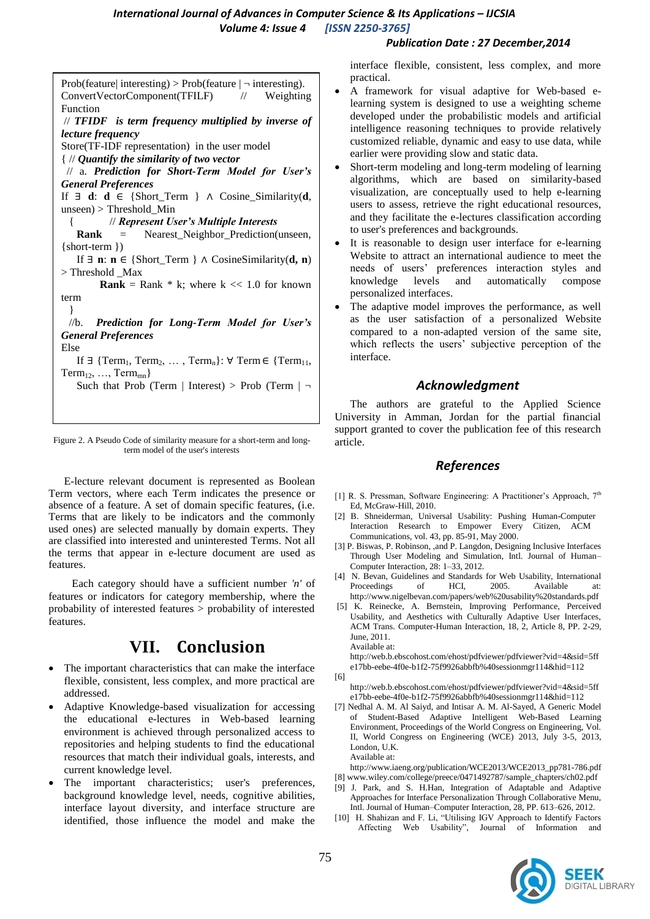```
Prob(feature| interesting) > Prob(feature | ¬ interesting).
ConvertVectorComponent(TFILF)     // Weighting Function
 // TFIDF is term frequency multiplied by inverse of lecture frequency
Store(TF-IDF representation) in the user model
{ // Quantify the similarity of two vector
 // a. Prediction for Short-Term Model for User's General Preferences
If ∃ d: d ∈ {Short_Term } ∧ Cosine_Similarity(d, unseen) > Threshold_Min
 {        // Represent User's Multiple Interests
   Rank = Nearest_Neighbor_Prediction(unseen, {short-term })
   If ∃ n: n ∈ {Short_Term } ∧ CosineSimilarity(d, n) > Threshold _Max
       Rank = Rank * k; where k << 1.0 for known term
 }
 //b. Prediction for Long-Term Model for User's General Preferences
Else
   If ∃ {Term1, Term2, … , Termn}: ∀ Term ∈ {Term11, Term12, …, Termmn}
   Such that Prob (Term | Interest) > Prob (Term | ¬
```

Figure 2. A Pseudo Code of similarity measure for a short-term and long-term model of the user's interests

E-lecture relevant document is represented as Boolean Term vectors, where each Term indicates the presence or absence of a feature. A set of domain specific features, (i.e. Terms that are likely to be indicators and the commonly used ones) are selected manually by domain experts. They are classified into interested and uninterested Terms. Not all the terms that appear in e-lecture document are used as features.

Each category should have a sufficient number *'n'* of features or indicators for category membership, where the probability of interested features > probability of interested features.

# VII. Conclusion

- The important characteristics that can make the interface flexible, consistent, less complex, and more practical are addressed.
- Adaptive Knowledge-based visualization for accessing the educational e-lectures in Web-based learning environment is achieved through personalized access to repositories and helping students to find the educational resources that match their individual goals, interests, and current knowledge level.
- The important characteristics; user's preferences, background knowledge level, needs, cognitive abilities, interface layout diversity, and interface structure are identified, those influence the model and make the interface flexible, consistent, less complex, and more practical.
- A framework for visual adaptive for Web-based e-learning system is designed to use a weighting scheme developed under the probabilistic models and artificial intelligence reasoning techniques to provide relatively customized reliable, dynamic and easy to use data, while earlier were providing slow and static data.
- Short-term modeling and long-term modeling of learning algorithms, which are based on similarity-based visualization, are conceptually used to help e-learning users to assess, retrieve the right educational resources, and they facilitate the e-lectures classification according to user's preferences and backgrounds.
- It is reasonable to design user interface for e-learning Website to attract an international audience to meet the needs of users' preferences interaction styles and knowledge levels and automatically compose personalized interfaces.
- The adaptive model improves the performance, as well as the user satisfaction of a personalized Website compared to a non-adapted version of the same site, which reflects the users' subjective perception of the interface.

## Acknowledgment

The authors are grateful to the Applied Science University in Amman, Jordan for the partial financial support granted to cover the publication fee of this research article.

## References

[1] R. S. Pressman, Software Engineering: A Practitioner's Approach, 7th Ed, McGraw-Hill, 2010.

[2] B. Shneiderman, Universal Usability: Pushing Human-Computer Interaction Research to Empower Every Citizen, ACM Communications, vol. 43, pp. 85-91, May 2000.

[3] P. Biswas, P. Robinson, ,and P. Langdon, Designing Inclusive Interfaces Through User Modeling and Simulation, Intl. Journal of Human–Computer Interaction, 28: 1–33, 2012.

[4] N. Bevan, Guidelines and Standards for Web Usability, International Proceedings of HCI, 2005. Available at: http://www.nigelbevan.com/papers/web%20usability%20standards.pdf

[5] K. Reinecke, A. Bernstein, Improving Performance, Perceived Usability, and Aesthetics with Culturally Adaptive User Interfaces, ACM Trans. Computer-Human Interaction, 18, 2, Article 8, PP. 2-29, June, 2011. Available at: http://web.b.ebscohost.com/ehost/pdfviewer/pdfviewer?vid=4&sid=5ffe17bb-eebe-4f0e-b1f2-75f9926abbfb%40sessionmgr114&hid=112

[6] http://web.b.ebscohost.com/ehost/pdfviewer/pdfviewer?vid=4&sid=5ffe17bb-eebe-4f0e-b1f2-75f9926abbfb%40sessionmgr114&hid=112

[7] Nedhal A. M. Al Saiyd, and Intisar A. M. Al-Sayed, A Generic Model of Student-Based Adaptive Intelligent Web-Based Learning Environment, Proceedings of the World Congress on Engineering, Vol. II, World Congress on Engineering (WCE) 2013, July 3-5, 2013, London, U.K. Available at: http://www.iaeng.org/publication/WCE2013/WCE2013_pp781-786.pdf

[8] www.wiley.com/college/preece/0471492787/sample_chapters/ch02.pdf

[9] J. Park, and S. H.Han, Integration of Adaptable and Adaptive Approaches for Interface Personalization Through Collaborative Menu, Intl. Journal of Human–Computer Interaction, 28, PP. 613–626, 2012.

[10] H. Shahizan and F. Li, "Utilising IGV Approach to Identify Factors Affecting Web Usability", Journal of Information and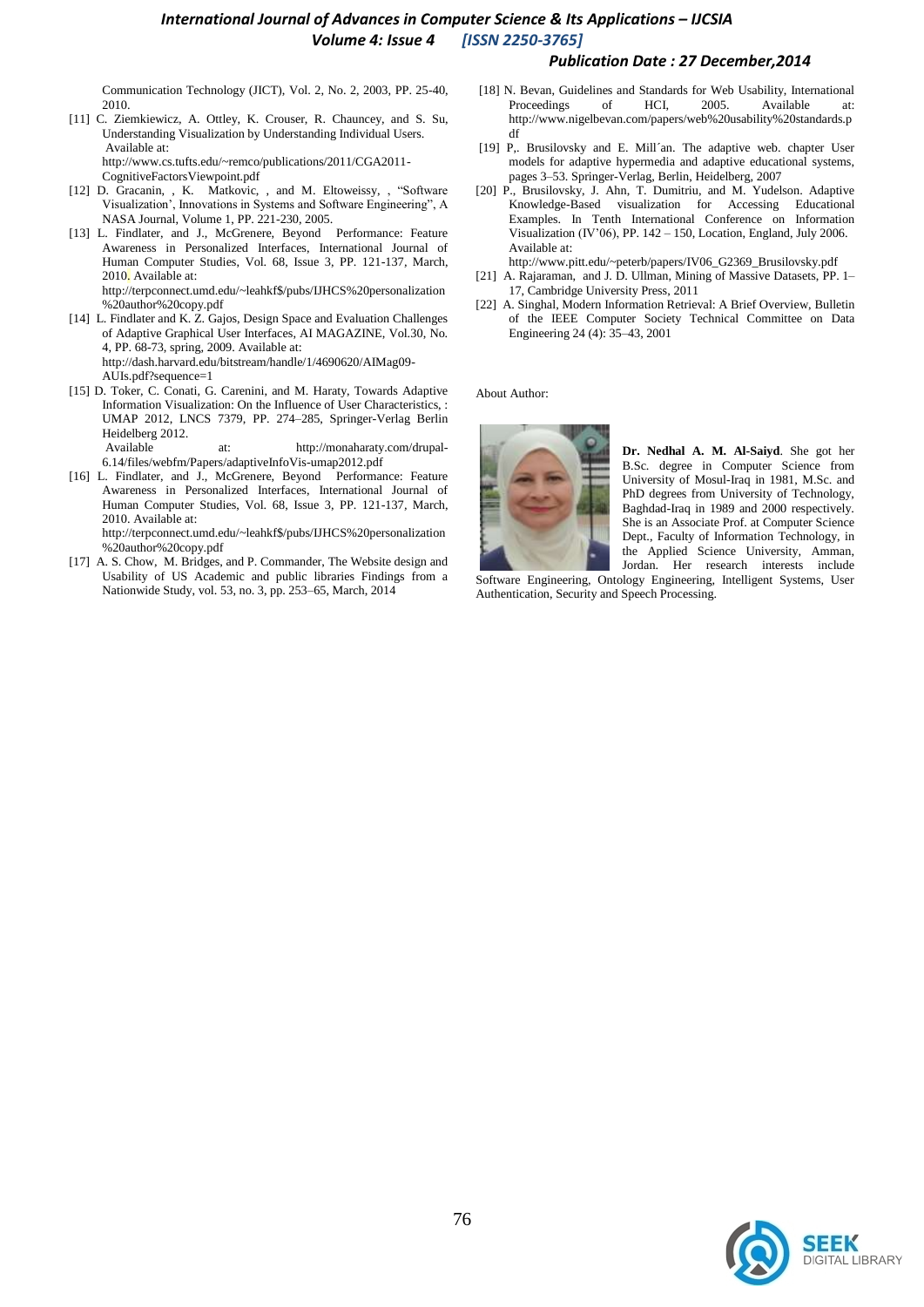Communication Technology (JICT), Vol. 2, No. 2, 2003, PP. 25-40, 2010.

[11] C. Ziemkiewicz, A. Ottley, K. Crouser, R. Chauncey, and S. Su, Understanding Visualization by Understanding Individual Users. Available at: http://www.cs.tufts.edu/~remco/publications/2011/CGA2011-CognitiveFactorsViewpoint.pdf

[12] D. Gracanin, , K. Matkovic, , and M. Eltoweissy, , "Software Visualization', Innovations in Systems and Software Engineering", A NASA Journal, Volume 1, PP. 221-230, 2005.

[13] L. Findlater, and J., McGrenere, Beyond Performance: Feature Awareness in Personalized Interfaces, International Journal of Human Computer Studies, Vol. 68, Issue 3, PP. 121-137, March, 2010. Available at: http://terpconnect.umd.edu/~leahkf$/pubs/IJHCS%20personalization%20author%20copy.pdf

[14] L. Findlater and K. Z. Gajos, Design Space and Evaluation Challenges of Adaptive Graphical User Interfaces, AI MAGAZINE, Vol.30, No. 4, PP. 68-73, spring, 2009. Available at: http://dash.harvard.edu/bitstream/handle/1/4690620/AIMag09-AUIs.pdf?sequence=1

[15] D. Toker, C. Conati, G. Carenini, and M. Haraty, Towards Adaptive Information Visualization: On the Influence of User Characteristics, : UMAP 2012, LNCS 7379, PP. 274–285, Springer-Verlag Berlin Heidelberg 2012. Available at: http://monaharaty.com/drupal-6.14/files/webfm/Papers/adaptiveInfoVis-umap2012.pdf

[16] L. Findlater, and J., McGrenere, Beyond Performance: Feature Awareness in Personalized Interfaces, International Journal of Human Computer Studies, Vol. 68, Issue 3, PP. 121-137, March, 2010. Available at: http://terpconnect.umd.edu/~leahkf$/pubs/IJHCS%20personalization%20author%20copy.pdf

[17] A. S. Chow, M. Bridges, and P. Commander, The Website design and Usability of US Academic and public libraries Findings from a Nationwide Study, vol. 53, no. 3, pp. 253–65, March, 2014

[18] N. Bevan, Guidelines and Standards for Web Usability, International Proceedings of HCI, 2005. Available at: http://www.nigelbevan.com/papers/web%20usability%20standards.pdf

[19] P,. Brusilovsky and E. Mill´an. The adaptive web. chapter User models for adaptive hypermedia and adaptive educational systems, pages 3–53. Springer-Verlag, Berlin, Heidelberg, 2007

[20] P., Brusilovsky, J. Ahn, T. Dumitriu, and M. Yudelson. Adaptive Knowledge-Based visualization for Accessing Educational Examples. In Tenth International Conference on Information Visualization (IV'06), PP. 142 – 150, Location, England, July 2006. Available at: http://www.pitt.edu/~peterb/papers/IV06_G2369_Brusilovsky.pdf

[21] A. Rajaraman, and J. D. Ullman, Mining of Massive Datasets, PP. 1–17, Cambridge University Press, 2011

[22] A. Singhal, Modern Information Retrieval: A Brief Overview, Bulletin of the IEEE Computer Society Technical Committee on Data Engineering 24 (4): 35–43, 2001

About Author:

**Dr. Nedhal A. M. Al-Saiyd**. She got her B.Sc. degree in Computer Science from University of Mosul-Iraq in 1981, M.Sc. and PhD degrees from University of Technology, Baghdad-Iraq in 1989 and 2000 respectively. She is an Associate Prof. at Computer Science Dept., Faculty of Information Technology, in the Applied Science University, Amman, Jordan. Her research interests include Software Engineering, Ontology Engineering, Intelligent Systems, User Authentication, Security and Speech Processing.